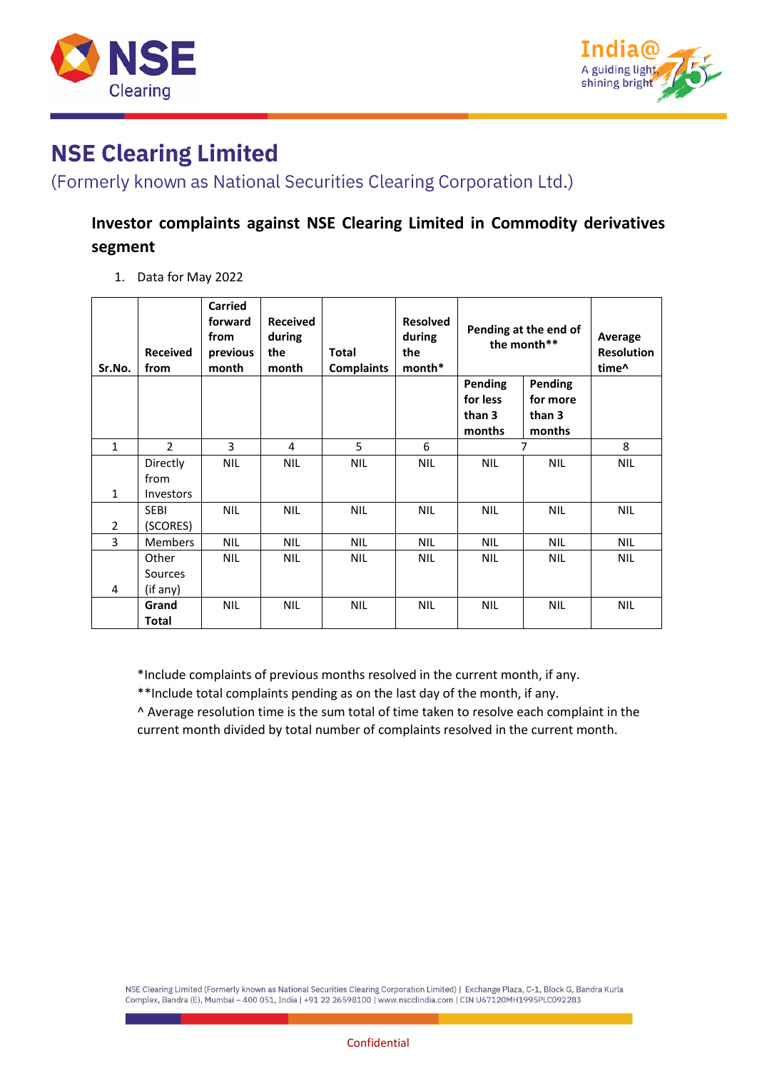# NSE Clearing Limited

(Formerly known as National Securities Clearing Corporation Ltd.)

## Investor complaints against NSE Clearing Limited in Commodity derivatives segment

1. Data for May 2022

| Sr.No. | Received from | Carried forward from previous month | Received during the month | Total Complaints | Resolved during the month* | Pending at the end of the month** | | Average Resolution time^ |
|---|---|---|---|---|---|---|---|---|
| | | | | | | Pending for less than 3 months | Pending for more than 3 months | |
| 1 | 2 | 3 | 4 | 5 | 6 | 7 | | 8 |
| 1 | Directly from Investors | NIL | NIL | NIL | NIL | NIL | NIL | NIL |
| 2 | SEBI (SCORES) | NIL | NIL | NIL | NIL | NIL | NIL | NIL |
| 3 | Members | NIL | NIL | NIL | NIL | NIL | NIL | NIL |
| 4 | Other Sources (if any) | NIL | NIL | NIL | NIL | NIL | NIL | NIL |
| | **Grand Total** | NIL | NIL | NIL | NIL | NIL | NIL | NIL |

*Include complaints of previous months resolved in the current month, if any.

**Include total complaints pending as on the last day of the month, if any.

^ Average resolution time is the sum total of time taken to resolve each complaint in the current month divided by total number of complaints resolved in the current month.

NSE Clearing Limited (Formerly known as National Securities Clearing Corporation Limited) | Exchange Plaza, C-1, Block G, Bandra Kurla Complex, Bandra (E), Mumbai – 400 051, India | +91 22 26598100 | www.nscclindia.com | CIN U67120MH1995PLC092283

Confidential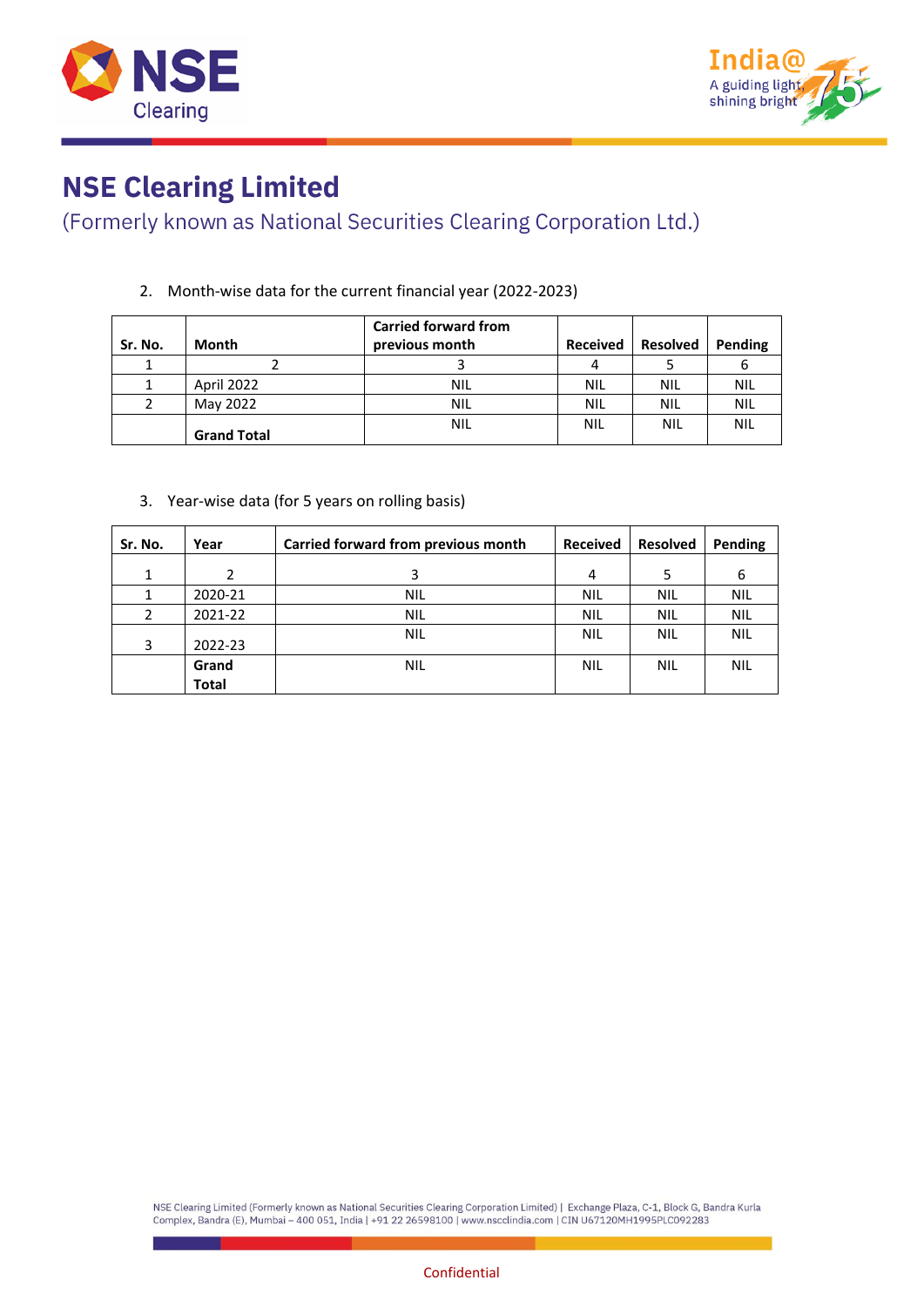# NSE Clearing Limited

(Formerly known as National Securities Clearing Corporation Ltd.)

2. Month-wise data for the current financial year (2022-2023)

| Sr. No. | Month | Carried forward from previous month | Received | Resolved | Pending |
|---|---|---|---|---|---|
| 1 | 2 | 3 | 4 | 5 | 6 |
| 1 | April 2022 | NIL | NIL | NIL | NIL |
| 2 | May 2022 | NIL | NIL | NIL | NIL |
| | **Grand Total** | NIL | NIL | NIL | NIL |

3. Year-wise data (for 5 years on rolling basis)

| Sr. No. | Year | Carried forward from previous month | Received | Resolved | Pending |
|---|---|---|---|---|---|
| 1 | 2 | 3 | 4 | 5 | 6 |
| 1 | 2020-21 | NIL | NIL | NIL | NIL |
| 2 | 2021-22 | NIL | NIL | NIL | NIL |
| 3 | 2022-23 | NIL | NIL | NIL | NIL |
| | **Grand Total** | NIL | NIL | NIL | NIL |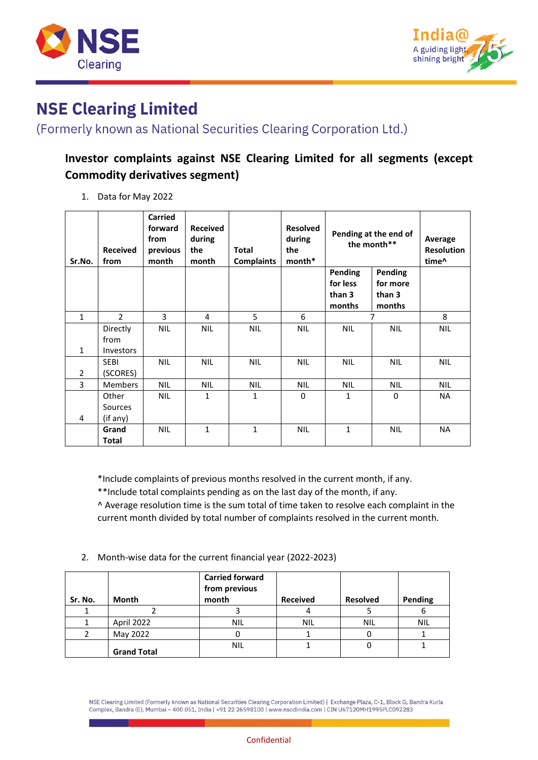# NSE Clearing Limited

(Formerly known as National Securities Clearing Corporation Ltd.)

## Investor complaints against NSE Clearing Limited for all segments (except Commodity derivatives segment)

1. Data for May 2022

| Sr.No. | Received from | Carried forward from previous month | Received during the month | Total Complaints | Resolved during the month* | Pending at the end of the month** | | Average Resolution time^ |
|---|---|---|---|---|---|---|---|---|
| | | | | | | Pending for less than 3 months | Pending for more than 3 months | |
| 1 | 2 | 3 | 4 | 5 | 6 | 7 | | 8 |
| 1 | Directly from Investors | NIL | NIL | NIL | NIL | NIL | NIL | NIL |
| 2 | SEBI (SCORES) | NIL | NIL | NIL | NIL | NIL | NIL | NIL |
| 3 | Members | NIL | NIL | NIL | NIL | NIL | NIL | NIL |
| 4 | Other Sources (if any) | NIL | 1 | 1 | 0 | 1 | 0 | NA |
| | Grand Total | NIL | 1 | 1 | NIL | 1 | NIL | NA |

*Include complaints of previous months resolved in the current month, if any.
**Include total complaints pending as on the last day of the month, if any.
^ Average resolution time is the sum total of time taken to resolve each complaint in the current month divided by total number of complaints resolved in the current month.

2. Month-wise data for the current financial year (2022-2023)

| Sr. No. | Month | Carried forward from previous month | Received | Resolved | Pending |
|---|---|---|---|---|---|
| 1 | 2 | 3 | 4 | 5 | 6 |
| 1 | April 2022 | NIL | NIL | NIL | NIL |
| 2 | May 2022 | 0 | 1 | 0 | 1 |
| | Grand Total | NIL | 1 | 0 | 1 |

NSE Clearing Limited (Formerly known as National Securities Clearing Corporation Limited) | Exchange Plaza, C-1, Block G, Bandra Kurla Complex, Bandra (E), Mumbai – 400 051, India | +91 22 26598100 | www.nscclindia.com | CIN U67120MH1995PLC092283

Confidential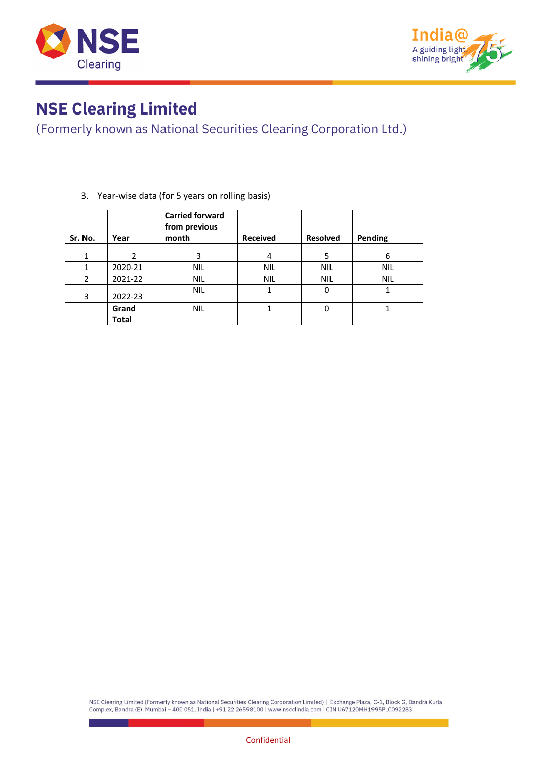# NSE Clearing Limited

(Formerly known as National Securities Clearing Corporation Ltd.)

3. Year-wise data (for 5 years on rolling basis)

| Sr. No. | Year | Carried forward from previous month | Received | Resolved | Pending |
|---|---|---|---|---|---|
| 1 | 2 | 3 | 4 | 5 | 6 |
| 1 | 2020-21 | NIL | NIL | NIL | NIL |
| 2 | 2021-22 | NIL | NIL | NIL | NIL |
| 3 | 2022-23 | NIL | 1 | 0 | 1 |
| | **Grand Total** | NIL | 1 | 0 | 1 |

NSE Clearing Limited (Formerly known as National Securities Clearing Corporation Limited) | Exchange Plaza, C-1, Block G, Bandra Kurla Complex, Bandra (E), Mumbai – 400 051, India | +91 22 26598100 | www.nscclindia.com | CIN U67120MH1995PLC092283

Confidential